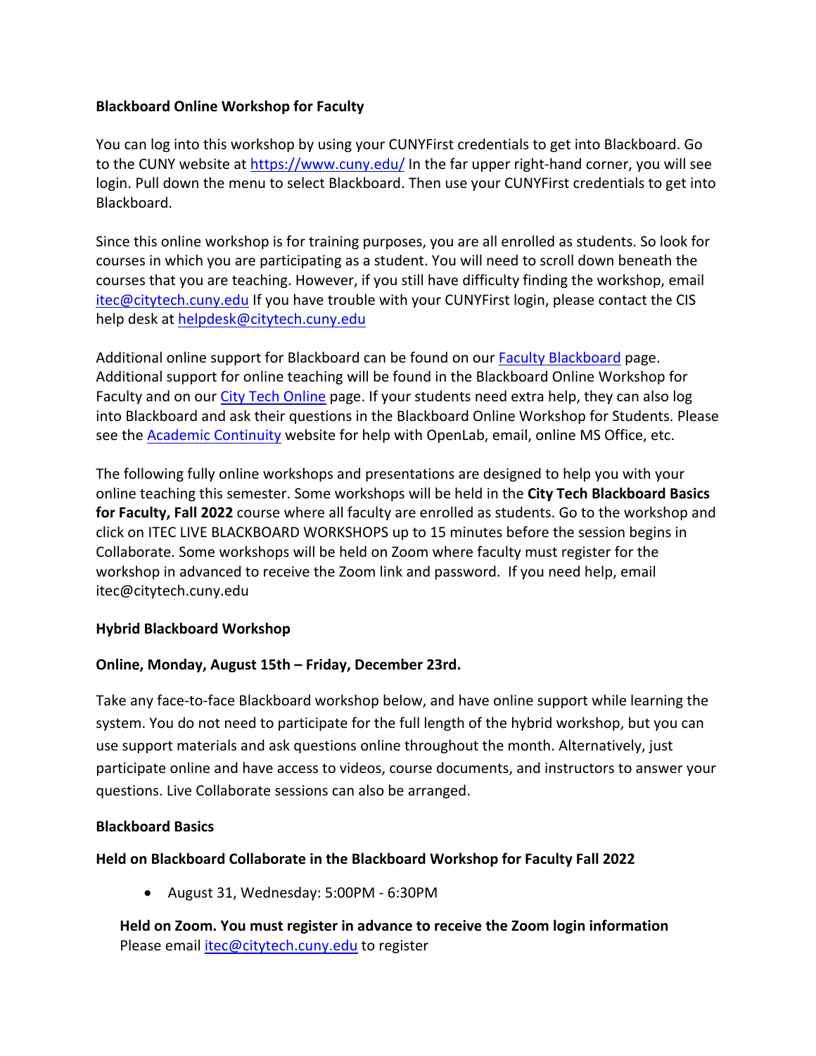**Blackboard Online Workshop for Faculty**

You can log into this workshop by using your CUNYFirst credentials to get into Blackboard. Go to the CUNY website at [https://www.cuny.edu/](https://www.cuny.edu/) In the far upper right-hand corner, you will see login. Pull down the menu to select Blackboard. Then use your CUNYFirst credentials to get into Blackboard.

Since this online workshop is for training purposes, you are all enrolled as students. So look for courses in which you are participating as a student. You will need to scroll down beneath the courses that you are teaching. However, if you still have difficulty finding the workshop, email itec@citytech.cuny.edu If you have trouble with your CUNYFirst login, please contact the CIS help desk at helpdesk@citytech.cuny.edu

Additional online support for Blackboard can be found on our Faculty Blackboard page. Additional support for online teaching will be found in the Blackboard Online Workshop for Faculty and on our City Tech Online page. If your students need extra help, they can also log into Blackboard and ask their questions in the Blackboard Online Workshop for Students. Please see the Academic Continuity website for help with OpenLab, email, online MS Office, etc.

The following fully online workshops and presentations are designed to help you with your online teaching this semester. Some workshops will be held in the **City Tech Blackboard Basics for Faculty, Fall 2022** course where all faculty are enrolled as students. Go to the workshop and click on ITEC LIVE BLACKBOARD WORKSHOPS up to 15 minutes before the session begins in Collaborate. Some workshops will be held on Zoom where faculty must register for the workshop in advanced to receive the Zoom link and password. If you need help, email itec@citytech.cuny.edu

**Hybrid Blackboard Workshop**

**Online, Monday, August 15th – Friday, December 23rd.**

Take any face-to-face Blackboard workshop below, and have online support while learning the system. You do not need to participate for the full length of the hybrid workshop, but you can use support materials and ask questions online throughout the month. Alternatively, just participate online and have access to videos, course documents, and instructors to answer your questions. Live Collaborate sessions can also be arranged.

**Blackboard Basics**

**Held on Blackboard Collaborate in the Blackboard Workshop for Faculty Fall 2022**

- August 31, Wednesday: 5:00PM - 6:30PM

**Held on Zoom. You must register in advance to receive the Zoom login information**
Please email itec@citytech.cuny.edu to register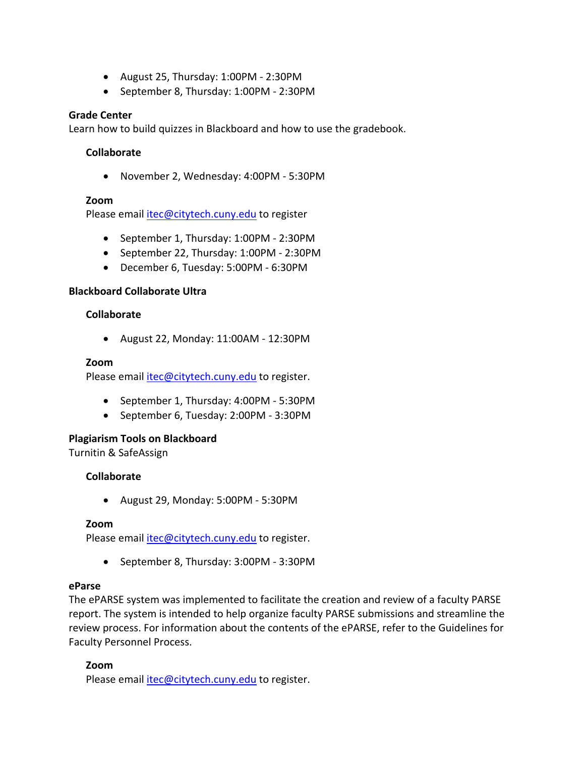- August 25, Thursday: 1:00PM - 2:30PM
- September 8, Thursday: 1:00PM - 2:30PM

**Grade Center**
Learn how to build quizzes in Blackboard and how to use the gradebook.

**Collaborate**

- November 2, Wednesday: 4:00PM - 5:30PM

**Zoom**
Please email itec@citytech.cuny.edu to register

- September 1, Thursday: 1:00PM - 2:30PM
- September 22, Thursday: 1:00PM - 2:30PM
- December 6, Tuesday: 5:00PM - 6:30PM

**Blackboard Collaborate Ultra**

**Collaborate**

- August 22, Monday: 11:00AM - 12:30PM

**Zoom**
Please email itec@citytech.cuny.edu to register.

- September 1, Thursday: 4:00PM - 5:30PM
- September 6, Tuesday: 2:00PM - 3:30PM

**Plagiarism Tools on Blackboard**
Turnitin & SafeAssign

**Collaborate**

- August 29, Monday: 5:00PM - 5:30PM

**Zoom**
Please email itec@citytech.cuny.edu to register.

- September 8, Thursday: 3:00PM - 3:30PM

**eParse**
The ePARSE system was implemented to facilitate the creation and review of a faculty PARSE report. The system is intended to help organize faculty PARSE submissions and streamline the review process. For information about the contents of the ePARSE, refer to the Guidelines for Faculty Personnel Process.

**Zoom**
Please email itec@citytech.cuny.edu to register.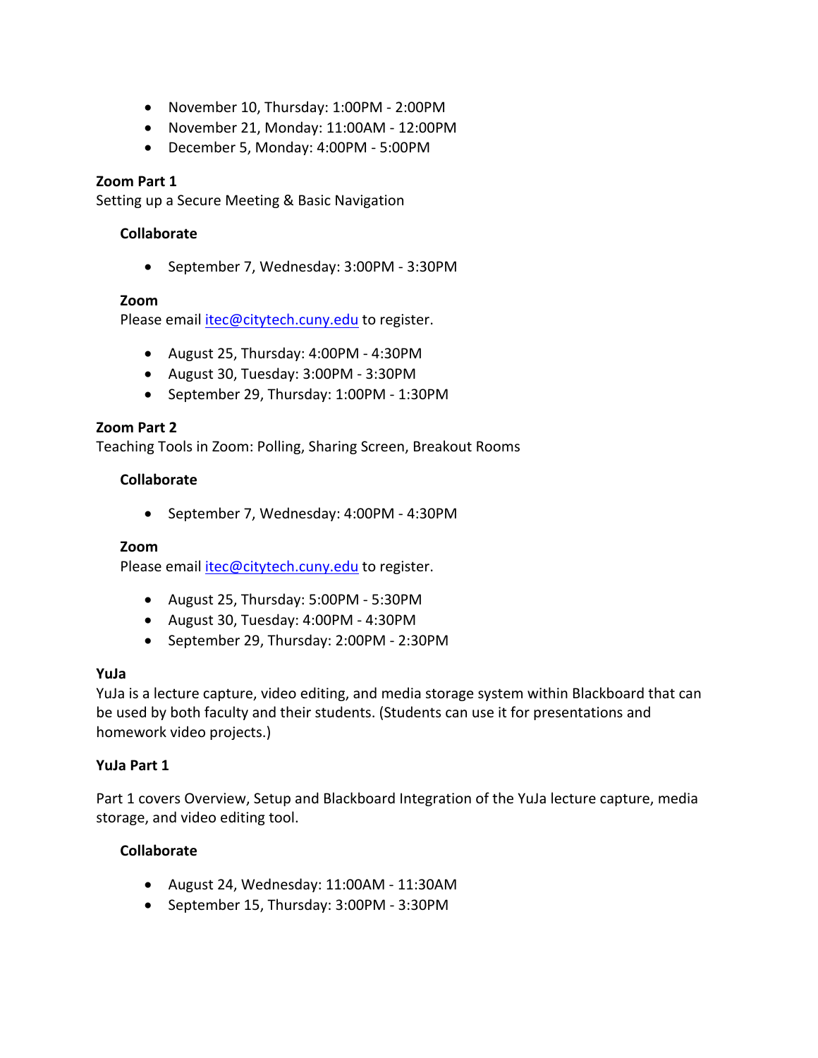- November 10, Thursday: 1:00PM - 2:00PM
- November 21, Monday: 11:00AM - 12:00PM
- December 5, Monday: 4:00PM - 5:00PM

**Zoom Part 1**

Setting up a Secure Meeting & Basic Navigation

**Collaborate**

- September 7, Wednesday: 3:00PM - 3:30PM

**Zoom**

Please email itec@citytech.cuny.edu to register.

- August 25, Thursday: 4:00PM - 4:30PM
- August 30, Tuesday: 3:00PM - 3:30PM
- September 29, Thursday: 1:00PM - 1:30PM

**Zoom Part 2**

Teaching Tools in Zoom: Polling, Sharing Screen, Breakout Rooms

**Collaborate**

- September 7, Wednesday: 4:00PM - 4:30PM

**Zoom**

Please email itec@citytech.cuny.edu to register.

- August 25, Thursday: 5:00PM - 5:30PM
- August 30, Tuesday: 4:00PM - 4:30PM
- September 29, Thursday: 2:00PM - 2:30PM

**YuJa**

YuJa is a lecture capture, video editing, and media storage system within Blackboard that can be used by both faculty and their students. (Students can use it for presentations and homework video projects.)

**YuJa Part 1**

Part 1 covers Overview, Setup and Blackboard Integration of the YuJa lecture capture, media storage, and video editing tool.

**Collaborate**

- August 24, Wednesday: 11:00AM - 11:30AM
- September 15, Thursday: 3:00PM - 3:30PM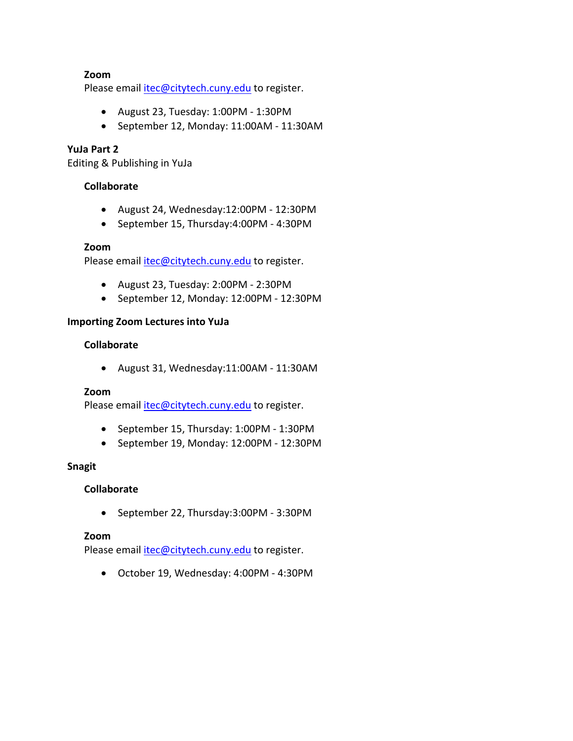**Zoom**
Please email itec@citytech.cuny.edu to register.

- August 23, Tuesday: 1:00PM - 1:30PM
- September 12, Monday: 11:00AM - 11:30AM

**YuJa Part 2**
Editing & Publishing in YuJa

**Collaborate**

- August 24, Wednesday:12:00PM - 12:30PM
- September 15, Thursday:4:00PM - 4:30PM

**Zoom**
Please email itec@citytech.cuny.edu to register.

- August 23, Tuesday: 2:00PM - 2:30PM
- September 12, Monday: 12:00PM - 12:30PM

**Importing Zoom Lectures into YuJa**

**Collaborate**

- August 31, Wednesday:11:00AM - 11:30AM

**Zoom**
Please email itec@citytech.cuny.edu to register.

- September 15, Thursday: 1:00PM - 1:30PM
- September 19, Monday: 12:00PM - 12:30PM

**Snagit**

**Collaborate**

- September 22, Thursday:3:00PM - 3:30PM

**Zoom**
Please email itec@citytech.cuny.edu to register.

- October 19, Wednesday: 4:00PM - 4:30PM